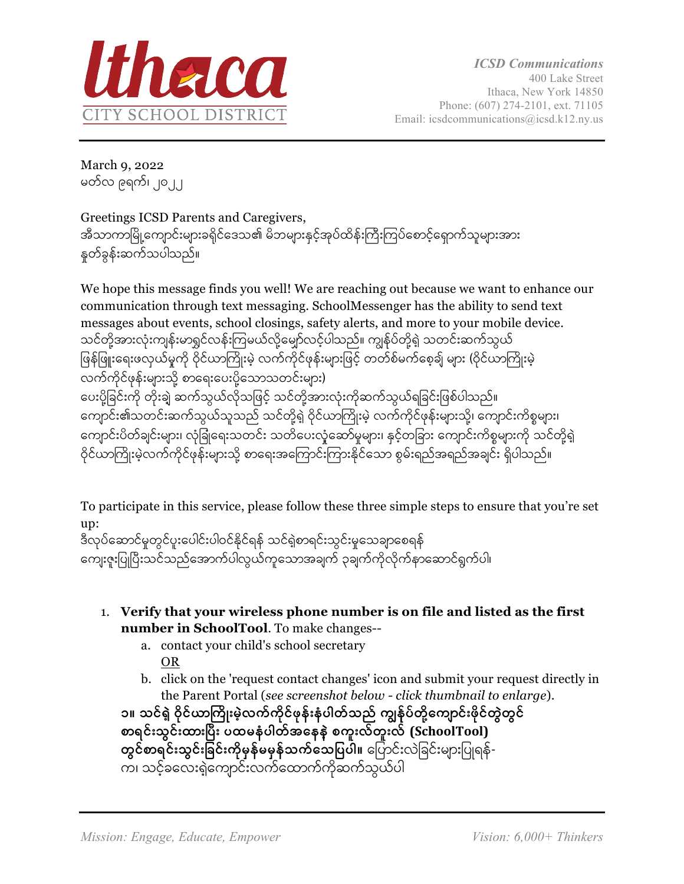**Ithaca CITY SCHOOL DISTRICT**

*ICSD Communications*
400 Lake Street
Ithaca, New York 14850
Phone: (607) 274-2101, ext. 71105
Email: icsdcommunications@icsd.k12.ny.us

March 9, 2022
မတ်လ ၉ရက်၊ ၂၀၂၂

Greetings ICSD Parents and Caregivers,
အီသာကာမြို့ကျောင်းများခရိုင်ဒေသ၏ မိဘများနှင့်အုပ်ထိန်းကြီးကြပ်စောင့်ရှောက်သူများအား နှုတ်ခွန်းဆက်သပါသည်။

We hope this message finds you well! We are reaching out because we want to enhance our communication through text messaging. SchoolMessenger has the ability to send text messages about events, school closings, safety alerts, and more to your mobile device.
သင်တို့အားလုံးကျန်းမာရွှင်လန်းကြမယ်လို့မျှော်လင့်ပါသည်။ ကျွန်ုပ်တို့ရဲ့ သတင်းဆက်သွယ် ဖြန့်ဖြူးရေးဖလှယ်မှုကို ဝိုင်ယာကြိုးမဲ့ လက်ကိုင်ဖုန်းများဖြင့် တတ်စ်မက်စေ့ချ် များ (ဝိုင်ယာကြိုးမဲ့ လက်ကိုင်ဖုန်းများသို့ စာရေးပေးပို့သောသတင်းများ)
ပေးပို့ခြင်းကို တိုးချဲ့ ဆက်သွယ်လိုသဖြင့် သင်တို့အားလုံးကိုဆက်သွယ်ရခြင်းဖြစ်ပါသည်။
ကျောင်း၏သတင်းဆက်သွယ်သူသည် သင်တို့ရဲ့ ဝိုင်ယာကြိုးမဲ့ လက်ကိုင်ဖုန်းများသို့၊ ကျောင်းကိစ္စများ၊ ကျောင်းပိတ်ချင်းများ၊ လုံခြုံရေးသတင်း သတိပေးလှုံ့ဆော်မှုများ၊ နှင့်တခြား ကျောင်းကိစ္စများကို သင်တို့ရဲ့ ဝိုင်ယာကြိုးမဲ့လက်ကိုင်ဖုန်းများသို့ စာရေးအကြောင်းကြားနိုင်သော စွမ်းရည်အရည်အချင်း ရှိပါသည်။

To participate in this service, please follow these three simple steps to ensure that you're set up:
ဒီလုပ်ဆောင်မှုတွင်ပူးပေါင်းပါဝင်နိုင်ရန် သင်ရဲ့စာရင်းသွင်းမှုသေချာစေရန် ကျေးဇူးပြုပြီးသင်သည်အောက်ပါလွယ်ကူသောအချက် ၃ချက်ကိုလိုက်နာဆောင်ရွက်ပါ။

1. **Verify that your wireless phone number is on file and listed as the first number in SchoolTool**. To make changes--
   a. contact your child's school secretary
      OR
   b. click on the 'request contact changes' icon and submit your request directly in the Parent Portal (*see screenshot below - click thumbnail to enlarge*).

   **၁။ သင်ရဲ့ ဝိုင်ယာကြိုးမဲ့လက်ကိုင်ဖုန်းနံပါတ်သည် ကျွန်ုပ်တို့ကျောင်းဖိုင်တွဲတွင် စာရင်းသွင်းထားပြီး ပထမနံပါတ်အနေနဲ့ စကူးလ်တူးလ် (SchoolTool) တွင်စာရင်းသွင်းခြင်းကိုမှန်မမှန်သက်သေပြပါ။** ပြောင်းလဲခြင်းများပြုရန်-
   က၊ သင့်ခလေးရဲ့ကျောင်းလက်ထောက်ကိုဆက်သွယ်ပါ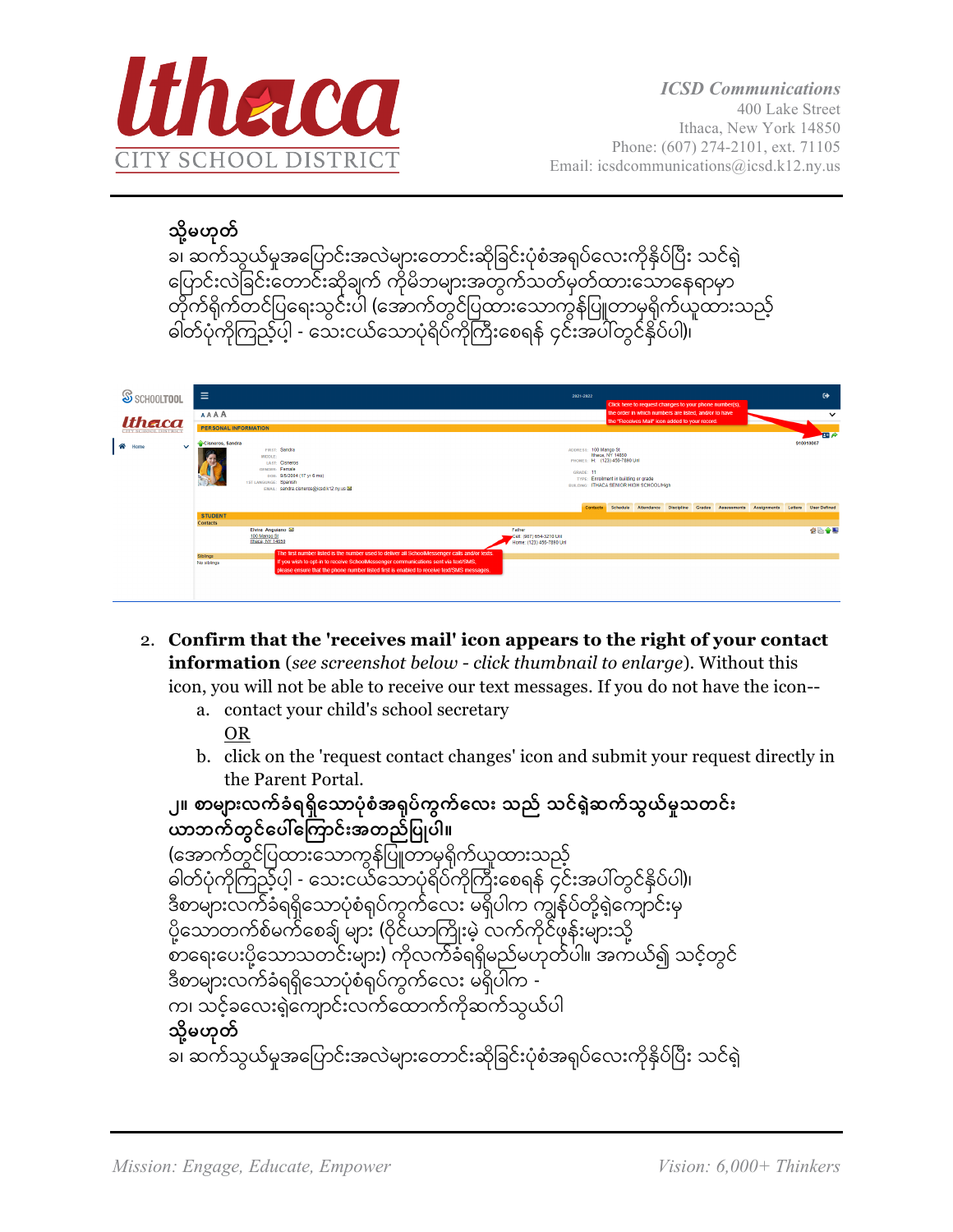သို့မဟုတ်

ခ၊ ဆက်သွယ်မှုအပြောင်းအလဲများတောင်းဆိုခြင်းပုံစံအရုပ်လေးကိုနှိပ်ပြီး သင်ရဲ့ ပြောင်းလဲခြင်းတောင်းဆိုချက် ကိုမိဘများအတွက်သတ်မှတ်ထားသောနေရာမှာ တိုက်ရိုက်တင်ပြရေးသွင်းပါ (အောက်တွင်ပြထားသောကွန်ပြူတာမှရိုက်ယူထားသည့် ဓါတ်ပုံကိုကြည့်ပါ - သေးငယ်သောပုံရိပ်ကိုကြီးစေရန် ၎င်းအပေါ်တွင်နှိပ်ပါ)၊

2. **Confirm that the 'receives mail' icon appears to the right of your contact information** (*see screenshot below - click thumbnail to enlarge*). Without this icon, you will not be able to receive our text messages. If you do not have the icon--
    a. contact your child's school secretary
    OR
    b. click on the 'request contact changes' icon and submit your request directly in the Parent Portal.

**၂။ စာများလက်ခံရရှိသောပုံစံအရုပ်ကွက်လေး သည် သင်ရဲ့ဆက်သွယ်မှုသတင်း ယာဘက်တွင်ပေါ်ကြောင်းအတည်ပြုပါ။**

(အောက်တွင်ပြထားသောကွန်ပြူတာမှရိုက်ယူထားသည့် ဓါတ်ပုံကိုကြည့်ပါ - သေးငယ်သောပုံရိပ်ကိုကြီးစေရန် ၎င်းအပေါ်တွင်နှိပ်ပါ)၊ ဒီစာများလက်ခံရရှိသောပုံစံရုပ်ကွက်လေး မရှိပါက ကျွန်ုပ်တို့ရဲ့ကျောင်းမှ ပို့သောတက်စ်မက်စေ့ချ် များ (ပိုင်ယာကြိုးမဲ့ လက်ကိုင်ဖုန်းများသို့ စာရေးပေးပို့သောသတင်းများ) ကိုလက်ခံရရှိမည်မဟုတ်ပါ။ အကယ်၍ သင့်တွင် ဒီစာများလက်ခံရရှိသောပုံစံရုပ်ကွက်လေး မရှိပါက -

က၊ သင့်ခလေးရဲ့ကျောင်းလက်ထောက်ကိုဆက်သွယ်ပါ

**သို့မဟုတ်**

ခ၊ ဆက်သွယ်မှုအပြောင်းအလဲများတောင်းဆိုခြင်းပုံစံအရုပ်လေးကိုနှိပ်ပြီး သင်ရဲ့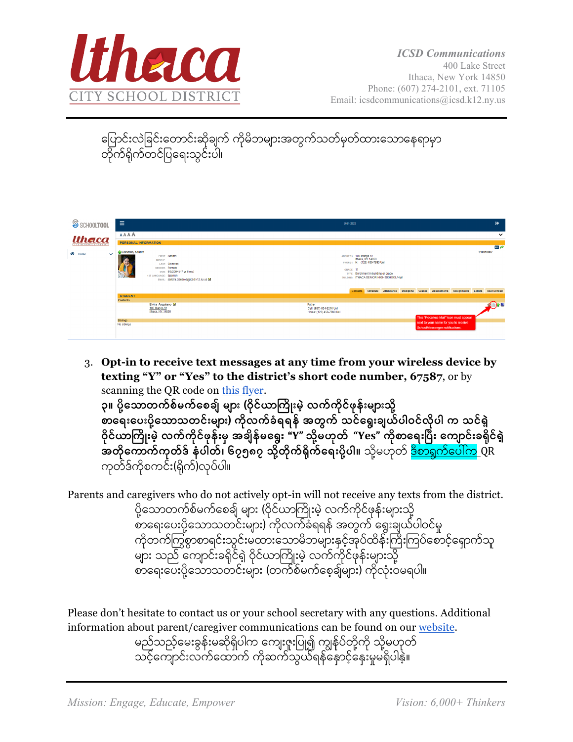ပြောင်းလဲခြင်းတောင်းဆိုချက် ကိုမိဘများအတွက်သတ်မှတ်ထားသောနေရာမှာ တိုက်ရိုက်တင်ပြရေးသွင်းပါ။

3. **Opt-in to receive text messages at any time from your wireless device by texting "Y" or "Yes" to the district's short code number, 67587**, or by scanning the QR code on [this flyer](this flyer).
   **၃။ ပို့သောတက်စ်မက်စေ့ချ် များ (ဝိုင်ယာကြိုးမဲ့ လက်ကိုင်ဖုန်းများသို့ စာရေးပေးပို့သောသတင်းများ) ကိုလက်ခံရရန် အတွက် သင်ရွေးချယ်ပါဝင်လိုပါ က သင်ရဲ့ ဝိုင်ယာကြိုးမဲ့ လက်ကိုင်ဖုန်းမှ အချိန်မရွေး "Y" သို့မဟုတ် "Yes" ကိုစာရေးပြီး ကျောင်းခရိုင်ရဲ့ အတိုကောက်ကုတ်ဒ် နံပါတ်၊ ၆၇၅၈၇ သို့တိုက်ရိုက်ရေးပို့ပါ။** သို့မဟုတ် [ဒီစာရွက်ပေါ်က](ဒီစာရွက်ပေါ်က) QR ကုတ်ဒ်ကိုစကင်း(ရိုက်)လုပ်ပါ။

Parents and caregivers who do not actively opt-in will not receive any texts from the district.

ပို့သောတက်စ်မက်စေ့ချ် များ (ဝိုင်ယာကြိုးမဲ့ လက်ကိုင်ဖုန်းများသို့ စာရေးပေးပို့သောသတင်းများ) ကိုလက်ခံရရန် အတွက် ရွေးချယ်ပါဝင်မှု ကိုတက်ကြွစွာစာရင်းသွင်းမထားသောမိဘများနှင့်အုပ်ထိန်းကြီးကြပ်စောင့်ရှောက်သူ များ သည် ကျောင်းခရိုင်ရဲ့ ဝိုင်ယာကြိုးမဲ့ လက်ကိုင်ဖုန်းများသို့ စာရေးပေးပို့သောသတင်းများ (တက်စ်မက်စေ့ချ်များ) ကိုလုံးဝမရပါ။

Please don't hesitate to contact us or your school secretary with any questions. Additional information about parent/caregiver communications can be found on our [website](website).

မည်သည့်မေးခွန်းမဆိုရှိပါက ကျေးဇူးပြု၍ ကျွန်ုပ်တို့ကို သို့မဟုတ် သင့်ကျောင်းလက်ထောက် ကိုဆက်သွယ်ရန်နှောင့်နှေးမှုမရှိပါနဲ့။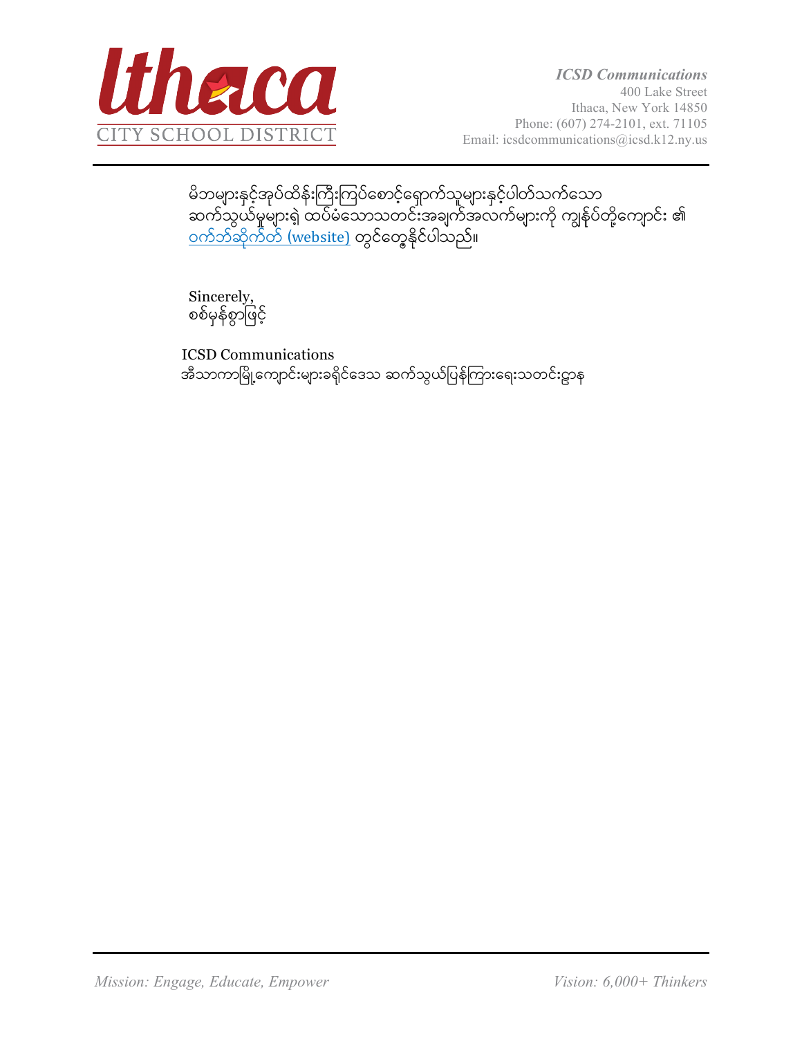မိဘများနှင့်အုပ်ထိန်းကြီးကြပ်စောင့်ရှောက်သူများနှင့်ပါတ်သက်သော ဆက်သွယ်မှုများရဲ့ ထပ်မံသောသတင်းအချက်အလက်များကို ကျွန်ုပ်တို့ကျောင်း ၏ ဝက်ဘ်ဆိုက်တ် (website) တွင်တွေ့နိုင်ပါသည်။

Sincerely,
စစ်မှန်စွာဖြင့်

ICSD Communications
အီသာကာမြို့ကျောင်းများခရိုင်ဒေသ ဆက်သွယ်ပြန်ကြားရေးသတင်းဌာန